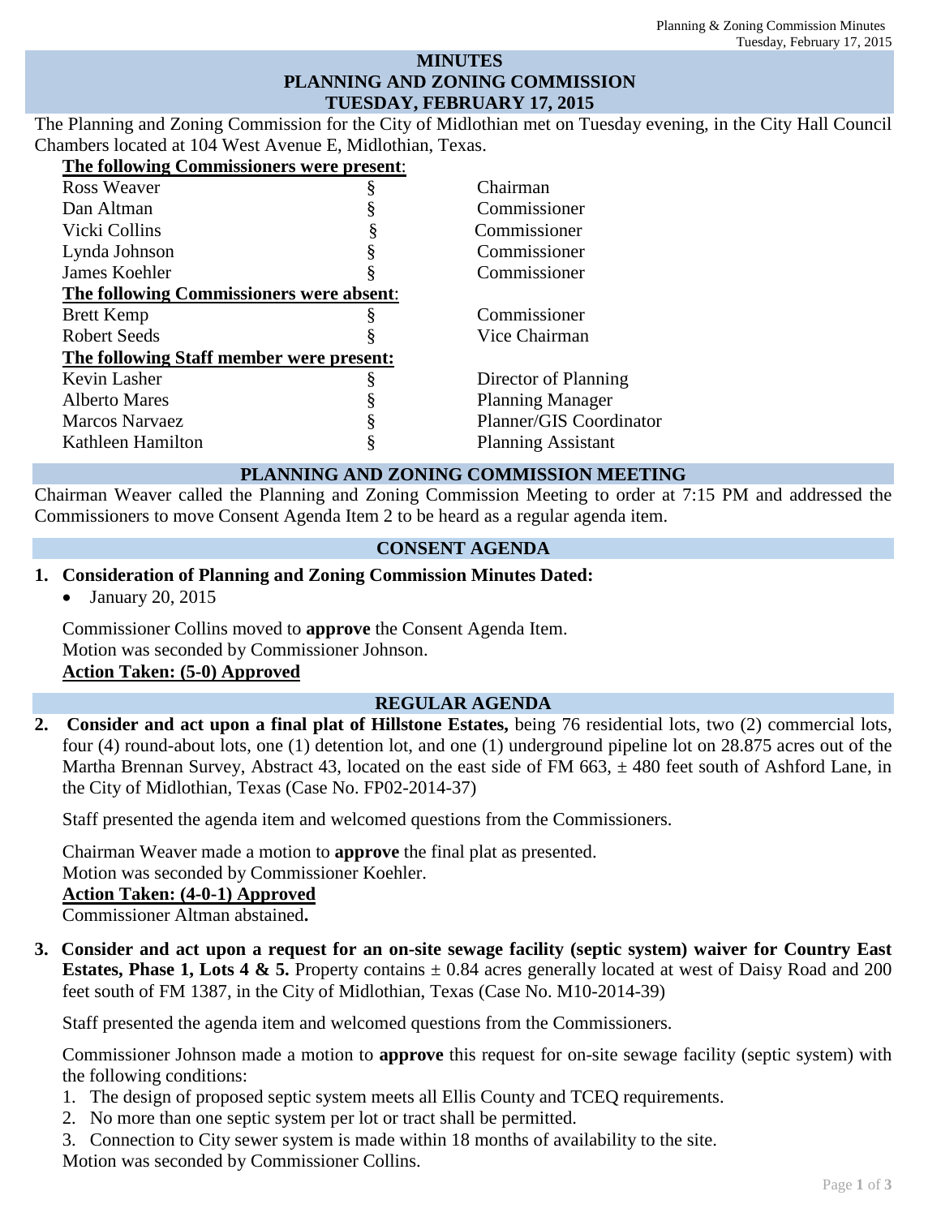# MINUTES
# PLANNING AND ZONING COMMISSION
# TUESDAY, FEBRUARY 17, 2015

The Planning and Zoning Commission for the City of Midlothian met on Tuesday evening, in the City Hall Council Chambers located at 104 West Avenue E, Midlothian, Texas.

**The following Commissioners were present:**

| | | |
|---|---|---|
| Ross Weaver | § | Chairman |
| Dan Altman | § | Commissioner |
| Vicki Collins | § | Commissioner |
| Lynda Johnson | § | Commissioner |
| James Koehler | § | Commissioner |
| **The following Commissioners were absent:** | | |
| Brett Kemp | § | Commissioner |
| Robert Seeds | § | Vice Chairman |
| **The following Staff member were present:** | | |
| Kevin Lasher | § | Director of Planning |
| Alberto Mares | § | Planning Manager |
| Marcos Narvaez | § | Planner/GIS Coordinator |
| Kathleen Hamilton | § | Planning Assistant |

## PLANNING AND ZONING COMMISSION MEETING

Chairman Weaver called the Planning and Zoning Commission Meeting to order at 7:15 PM and addressed the Commissioners to move Consent Agenda Item 2 to be heard as a regular agenda item.

## CONSENT AGENDA

**1. Consideration of Planning and Zoning Commission Minutes Dated:**

- January 20, 2015

Commissioner Collins moved to **approve** the Consent Agenda Item.
Motion was seconded by Commissioner Johnson.
**Action Taken: (5-0) Approved**

## REGULAR AGENDA

**2. Consider and act upon a final plat of Hillstone Estates,** being 76 residential lots, two (2) commercial lots, four (4) round-about lots, one (1) detention lot, and one (1) underground pipeline lot on 28.875 acres out of the Martha Brennan Survey, Abstract 43, located on the east side of FM 663, ± 480 feet south of Ashford Lane, in the City of Midlothian, Texas (Case No. FP02-2014-37)

Staff presented the agenda item and welcomed questions from the Commissioners.

Chairman Weaver made a motion to **approve** the final plat as presented.
Motion was seconded by Commissioner Koehler.
**Action Taken: (4-0-1) Approved**
Commissioner Altman abstained**.**

**3. Consider and act upon a request for an on-site sewage facility (septic system) waiver for Country East Estates, Phase 1, Lots 4 & 5.** Property contains ± 0.84 acres generally located at west of Daisy Road and 200 feet south of FM 1387, in the City of Midlothian, Texas (Case No. M10-2014-39)

Staff presented the agenda item and welcomed questions from the Commissioners.

Commissioner Johnson made a motion to **approve** this request for on-site sewage facility (septic system) with the following conditions:

1. The design of proposed septic system meets all Ellis County and TCEQ requirements.
2. No more than one septic system per lot or tract shall be permitted.
3. Connection to City sewer system is made within 18 months of availability to the site.

Motion was seconded by Commissioner Collins.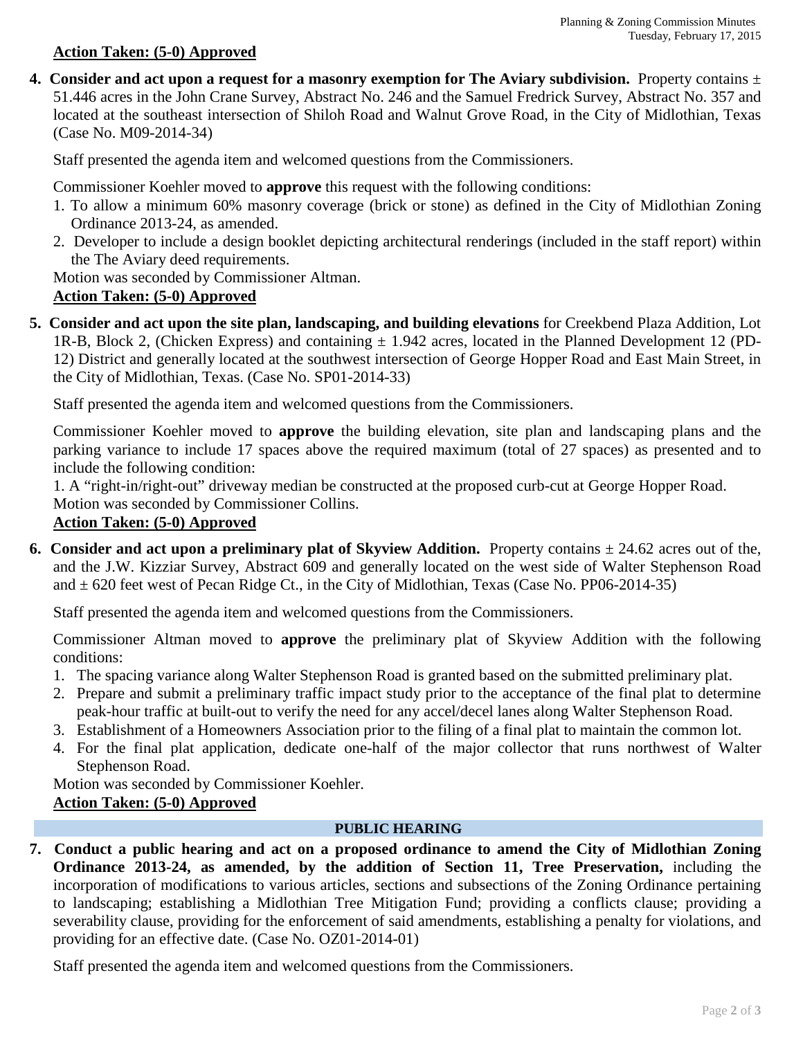**Action Taken: (5-0) Approved**

**4. Consider and act upon a request for a masonry exemption for The Aviary subdivision.** Property contains ± 51.446 acres in the John Crane Survey, Abstract No. 246 and the Samuel Fredrick Survey, Abstract No. 357 and located at the southeast intersection of Shiloh Road and Walnut Grove Road, in the City of Midlothian, Texas (Case No. M09-2014-34)

Staff presented the agenda item and welcomed questions from the Commissioners.

Commissioner Koehler moved to **approve** this request with the following conditions:

1. To allow a minimum 60% masonry coverage (brick or stone) as defined in the City of Midlothian Zoning Ordinance 2013-24, as amended.
2. Developer to include a design booklet depicting architectural renderings (included in the staff report) within the The Aviary deed requirements.

Motion was seconded by Commissioner Altman.

**Action Taken: (5-0) Approved**

**5. Consider and act upon the site plan, landscaping, and building elevations** for Creekbend Plaza Addition, Lot 1R-B, Block 2, (Chicken Express) and containing ± 1.942 acres, located in the Planned Development 12 (PD-12) District and generally located at the southwest intersection of George Hopper Road and East Main Street, in the City of Midlothian, Texas. (Case No. SP01-2014-33)

Staff presented the agenda item and welcomed questions from the Commissioners.

Commissioner Koehler moved to **approve** the building elevation, site plan and landscaping plans and the parking variance to include 17 spaces above the required maximum (total of 27 spaces) as presented and to include the following condition:

1. A "right-in/right-out" driveway median be constructed at the proposed curb-cut at George Hopper Road.

Motion was seconded by Commissioner Collins.

**Action Taken: (5-0) Approved**

**6. Consider and act upon a preliminary plat of Skyview Addition.** Property contains ± 24.62 acres out of the, and the J.W. Kizziar Survey, Abstract 609 and generally located on the west side of Walter Stephenson Road and ± 620 feet west of Pecan Ridge Ct., in the City of Midlothian, Texas (Case No. PP06-2014-35)

Staff presented the agenda item and welcomed questions from the Commissioners.

Commissioner Altman moved to **approve** the preliminary plat of Skyview Addition with the following conditions:

1. The spacing variance along Walter Stephenson Road is granted based on the submitted preliminary plat.
2. Prepare and submit a preliminary traffic impact study prior to the acceptance of the final plat to determine peak-hour traffic at built-out to verify the need for any accel/decel lanes along Walter Stephenson Road.
3. Establishment of a Homeowners Association prior to the filing of a final plat to maintain the common lot.
4. For the final plat application, dedicate one-half of the major collector that runs northwest of Walter Stephenson Road.

Motion was seconded by Commissioner Koehler.

**Action Taken: (5-0) Approved**

## PUBLIC HEARING

**7. Conduct a public hearing and act on a proposed ordinance to amend the City of Midlothian Zoning Ordinance 2013-24, as amended, by the addition of Section 11, Tree Preservation,** including the incorporation of modifications to various articles, sections and subsections of the Zoning Ordinance pertaining to landscaping; establishing a Midlothian Tree Mitigation Fund; providing a conflicts clause; providing a severability clause, providing for the enforcement of said amendments, establishing a penalty for violations, and providing for an effective date. (Case No. OZ01-2014-01)

Staff presented the agenda item and welcomed questions from the Commissioners.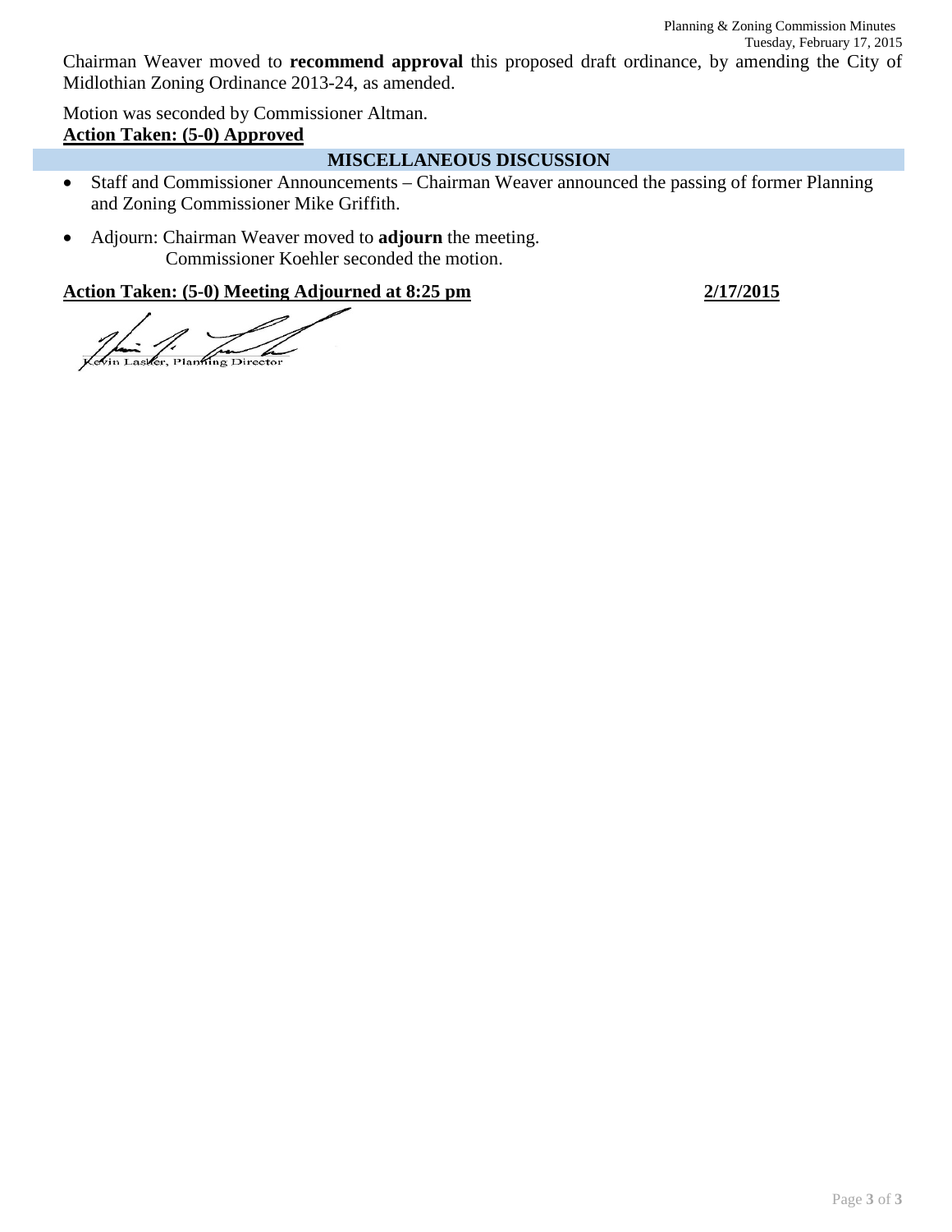Chairman Weaver moved to **recommend approval** this proposed draft ordinance, by amending the City of Midlothian Zoning Ordinance 2013-24, as amended.

Motion was seconded by Commissioner Altman.

**Action Taken: (5-0) Approved**

## MISCELLANEOUS DISCUSSION

- Staff and Commissioner Announcements – Chairman Weaver announced the passing of former Planning and Zoning Commissioner Mike Griffith.
- Adjourn: Chairman Weaver moved to **adjourn** the meeting. Commissioner Koehler seconded the motion.

**Action Taken: (5-0) Meeting Adjourned at 8:25 pm** **2/17/2015**

Kevin Lasher, Planning Director